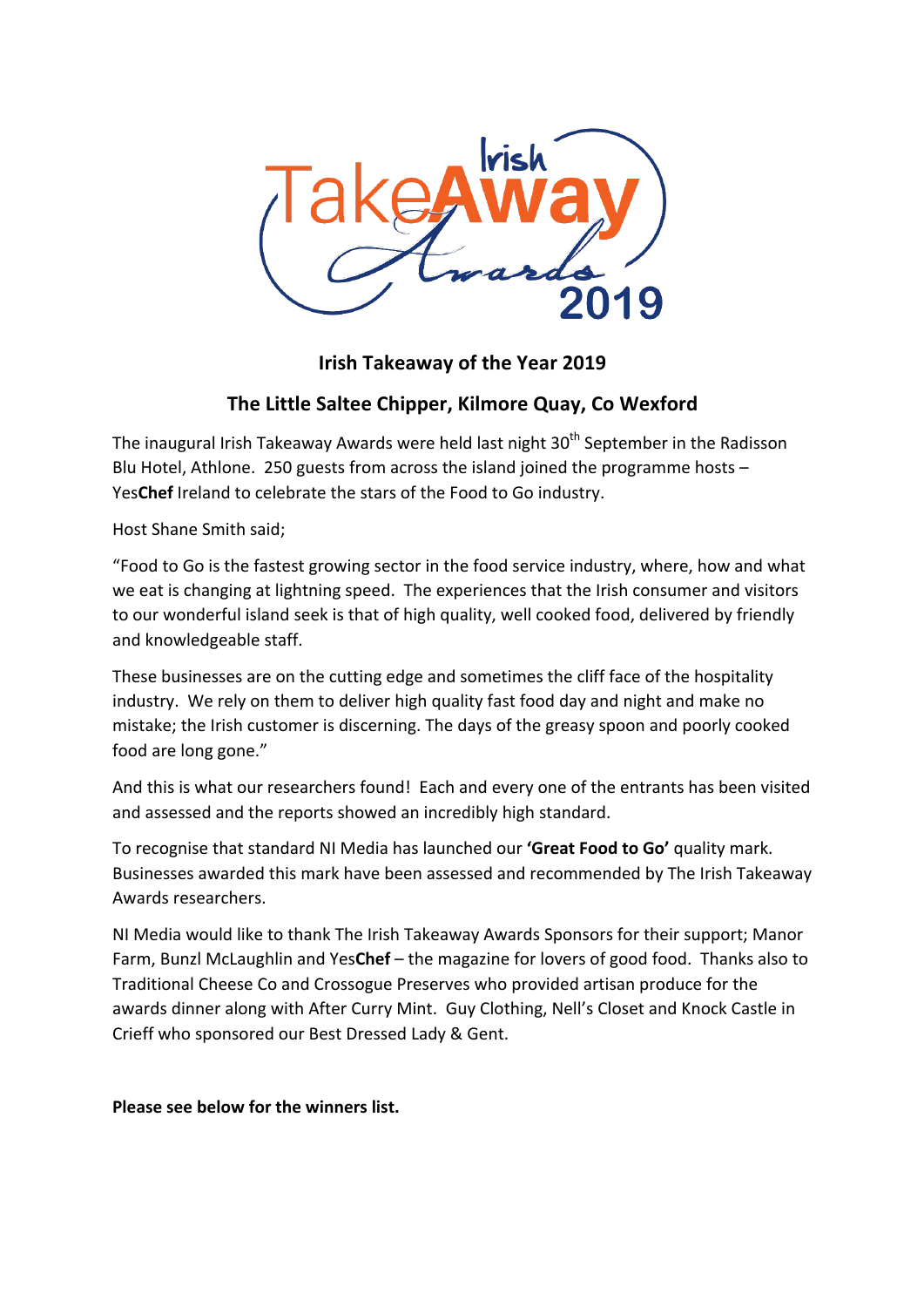Irish TakeAway Awards 2019

## Irish Takeaway of the Year 2019

## The Little Saltee Chipper, Kilmore Quay, Co Wexford

The inaugural Irish Takeaway Awards were held last night 30th September in the Radisson Blu Hotel, Athlone. 250 guests from across the island joined the programme hosts – Yes**Chef** Ireland to celebrate the stars of the Food to Go industry.

Host Shane Smith said;

"Food to Go is the fastest growing sector in the food service industry, where, how and what we eat is changing at lightning speed. The experiences that the Irish consumer and visitors to our wonderful island seek is that of high quality, well cooked food, delivered by friendly and knowledgeable staff.

These businesses are on the cutting edge and sometimes the cliff face of the hospitality industry. We rely on them to deliver high quality fast food day and night and make no mistake; the Irish customer is discerning. The days of the greasy spoon and poorly cooked food are long gone."

And this is what our researchers found! Each and every one of the entrants has been visited and assessed and the reports showed an incredibly high standard.

To recognise that standard NI Media has launched our **'Great Food to Go'** quality mark. Businesses awarded this mark have been assessed and recommended by The Irish Takeaway Awards researchers.

NI Media would like to thank The Irish Takeaway Awards Sponsors for their support; Manor Farm, Bunzl McLaughlin and Yes**Chef** – the magazine for lovers of good food. Thanks also to Traditional Cheese Co and Crossogue Preserves who provided artisan produce for the awards dinner along with After Curry Mint. Guy Clothing, Nell's Closet and Knock Castle in Crieff who sponsored our Best Dressed Lady & Gent.

**Please see below for the winners list.**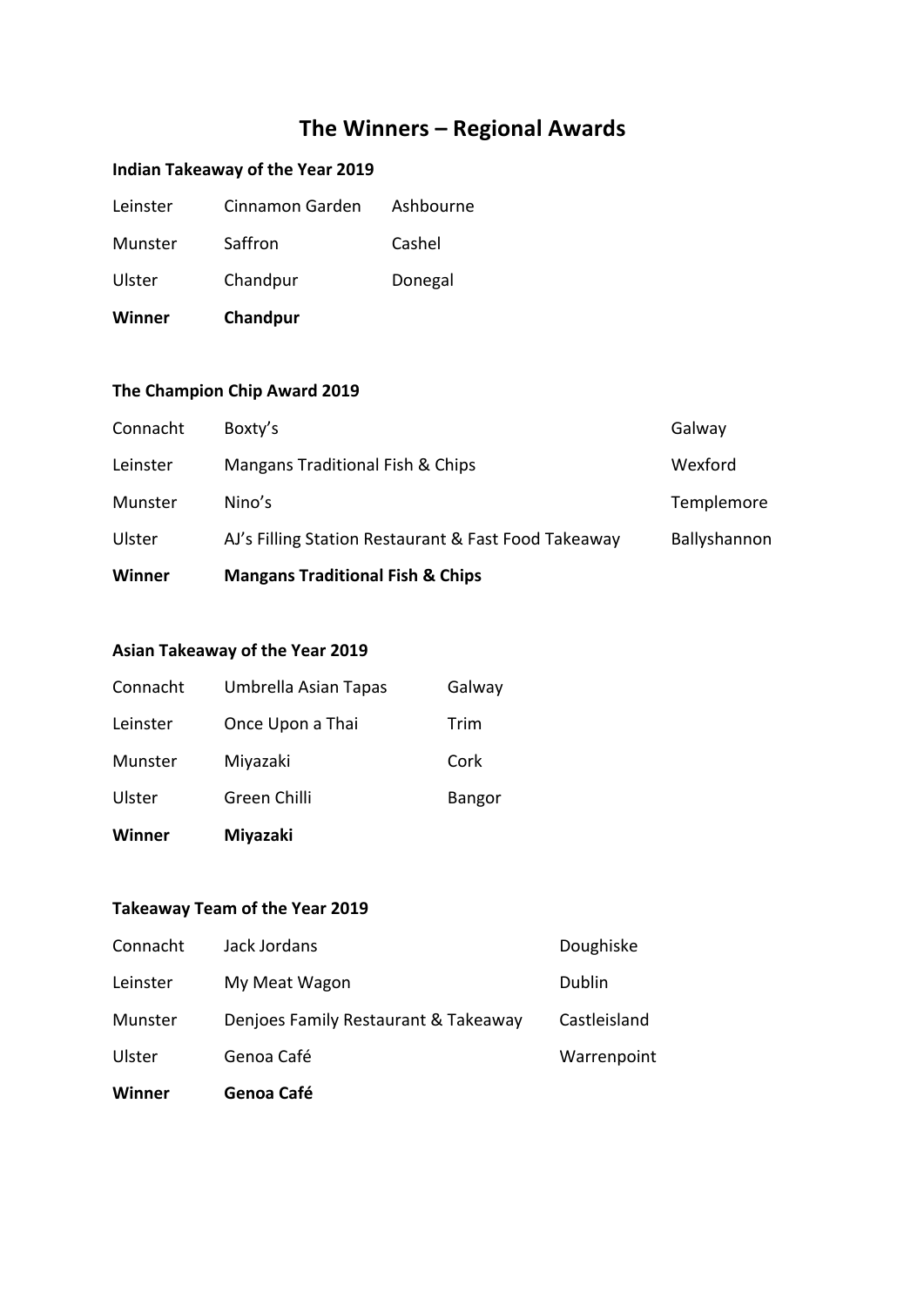# The Winners – Regional Awards

**Indian Takeaway of the Year 2019**

| | | |
|---|---|---|
| Leinster | Cinnamon Garden | Ashbourne |
| Munster | Saffron | Cashel |
| Ulster | Chandpur | Donegal |
| **Winner** | **Chandpur** | |

**The Champion Chip Award 2019**

| | | |
|---|---|---|
| Connacht | Boxty's | Galway |
| Leinster | Mangans Traditional Fish & Chips | Wexford |
| Munster | Nino's | Templemore |
| Ulster | AJ's Filling Station Restaurant & Fast Food Takeaway | Ballyshannon |
| **Winner** | **Mangans Traditional Fish & Chips** | |

**Asian Takeaway of the Year 2019**

| | | |
|---|---|---|
| Connacht | Umbrella Asian Tapas | Galway |
| Leinster | Once Upon a Thai | Trim |
| Munster | Miyazaki | Cork |
| Ulster | Green Chilli | Bangor |
| **Winner** | **Miyazaki** | |

**Takeaway Team of the Year 2019**

| | | |
|---|---|---|
| Connacht | Jack Jordans | Doughiske |
| Leinster | My Meat Wagon | Dublin |
| Munster | Denjoes Family Restaurant & Takeaway | Castleisland |
| Ulster | Genoa Café | Warrenpoint |
| **Winner** | **Genoa Café** | |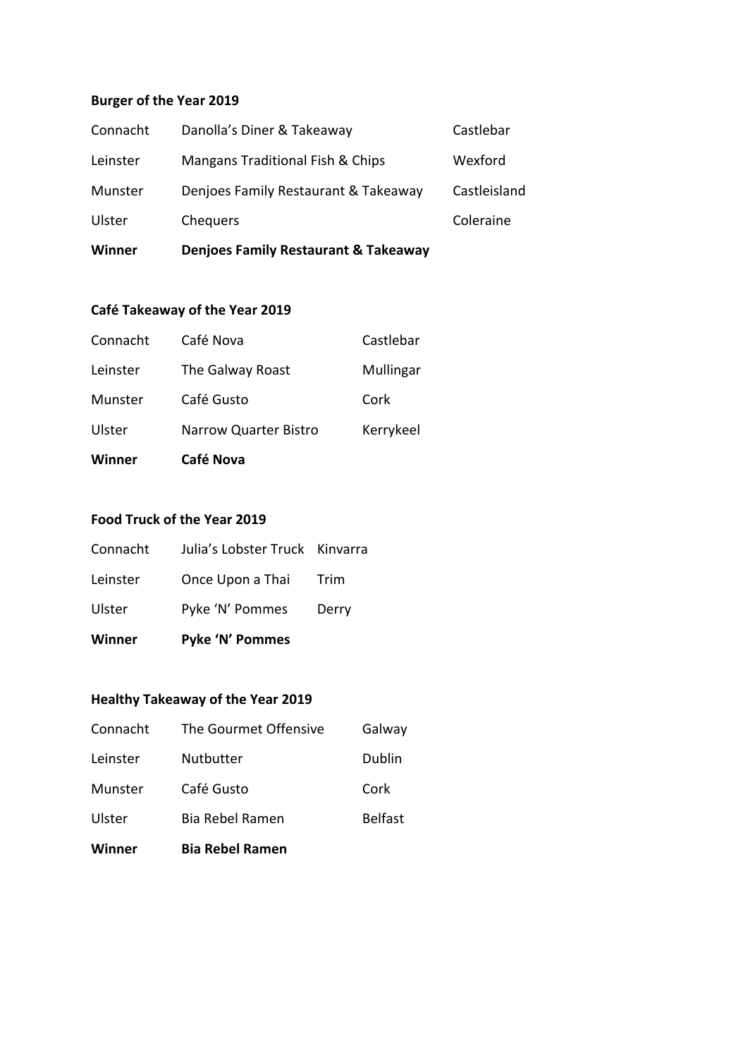**Burger of the Year 2019**

| | | |
|---|---|---|
| Connacht | Danolla's Diner & Takeaway | Castlebar |
| Leinster | Mangans Traditional Fish & Chips | Wexford |
| Munster | Denjoes Family Restaurant & Takeaway | Castleisland |
| Ulster | Chequers | Coleraine |
| **Winner** | **Denjoes Family Restaurant & Takeaway** | |

**Café Takeaway of the Year 2019**

| | | |
|---|---|---|
| Connacht | Café Nova | Castlebar |
| Leinster | The Galway Roast | Mullingar |
| Munster | Café Gusto | Cork |
| Ulster | Narrow Quarter Bistro | Kerrykeel |
| **Winner** | **Café Nova** | |

**Food Truck of the Year 2019**

| | | |
|---|---|---|
| Connacht | Julia's Lobster Truck | Kinvarra |
| Leinster | Once Upon a Thai | Trim |
| Ulster | Pyke 'N' Pommes | Derry |
| **Winner** | **Pyke 'N' Pommes** | |

**Healthy Takeaway of the Year 2019**

| | | |
|---|---|---|
| Connacht | The Gourmet Offensive | Galway |
| Leinster | Nutbutter | Dublin |
| Munster | Café Gusto | Cork |
| Ulster | Bia Rebel Ramen | Belfast |
| **Winner** | **Bia Rebel Ramen** | |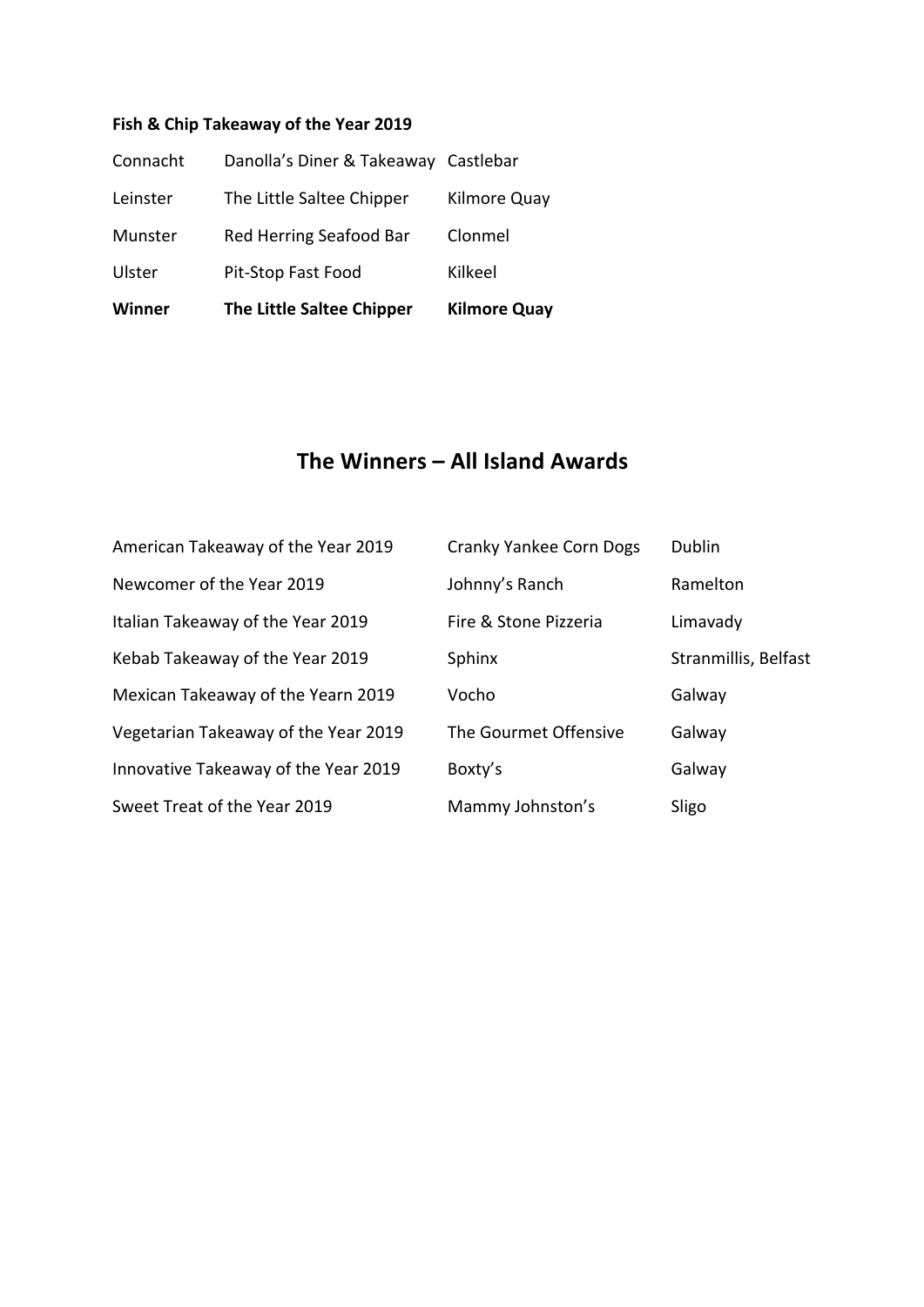**Fish & Chip Takeaway of the Year 2019**

| | | |
|---|---|---|
| Connacht | Danolla's Diner & Takeaway | Castlebar |
| Leinster | The Little Saltee Chipper | Kilmore Quay |
| Munster | Red Herring Seafood Bar | Clonmel |
| Ulster | Pit-Stop Fast Food | Kilkeel |
| **Winner** | **The Little Saltee Chipper** | **Kilmore Quay** |

## The Winners – All Island Awards

| | | |
|---|---|---|
| American Takeaway of the Year 2019 | Cranky Yankee Corn Dogs | Dublin |
| Newcomer of the Year 2019 | Johnny's Ranch | Ramelton |
| Italian Takeaway of the Year 2019 | Fire & Stone Pizzeria | Limavady |
| Kebab Takeaway of the Year 2019 | Sphinx | Stranmillis, Belfast |
| Mexican Takeaway of the Yearn 2019 | Vocho | Galway |
| Vegetarian Takeaway of the Year 2019 | The Gourmet Offensive | Galway |
| Innovative Takeaway of the Year 2019 | Boxty's | Galway |
| Sweet Treat of the Year 2019 | Mammy Johnston's | Sligo |